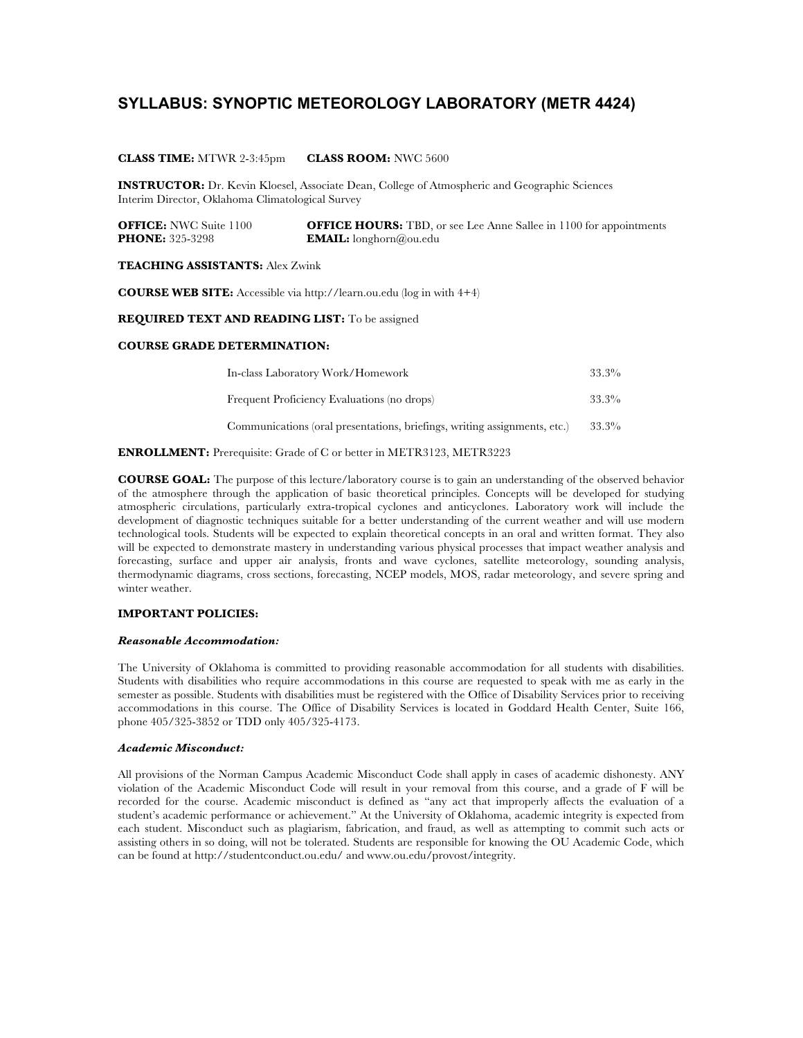# SYLLABUS: SYNOPTIC METEOROLOGY LABORATORY (METR 4424)

**CLASS TIME:** MTWR 2-3:45pm  **CLASS ROOM:** NWC 5600

**INSTRUCTOR:** Dr. Kevin Kloesel, Associate Dean, College of Atmospheric and Geographic Sciences
Interim Director, Oklahoma Climatological Survey

**OFFICE:** NWC Suite 1100  **OFFICE HOURS:** TBD, or see Lee Anne Sallee in 1100 for appointments
**PHONE:** 325-3298  **EMAIL:** longhorn@ou.edu

**TEACHING ASSISTANTS:** Alex Zwink

**COURSE WEB SITE:** Accessible via http://learn.ou.edu (log in with 4+4)

**REQUIRED TEXT AND READING LIST:** To be assigned

**COURSE GRADE DETERMINATION:**

| | |
|---|---|
| In-class Laboratory Work/Homework | 33.3% |
| Frequent Proficiency Evaluations (no drops) | 33.3% |
| Communications (oral presentations, briefings, writing assignments, etc.) | 33.3% |

**ENROLLMENT:** Prerequisite: Grade of C or better in METR3123, METR3223

**COURSE GOAL:** The purpose of this lecture/laboratory course is to gain an understanding of the observed behavior of the atmosphere through the application of basic theoretical principles. Concepts will be developed for studying atmospheric circulations, particularly extra-tropical cyclones and anticyclones. Laboratory work will include the development of diagnostic techniques suitable for a better understanding of the current weather and will use modern technological tools. Students will be expected to explain theoretical concepts in an oral and written format. They also will be expected to demonstrate mastery in understanding various physical processes that impact weather analysis and forecasting, surface and upper air analysis, fronts and wave cyclones, satellite meteorology, sounding analysis, thermodynamic diagrams, cross sections, forecasting, NCEP models, MOS, radar meteorology, and severe spring and winter weather.

**IMPORTANT POLICIES:**

***Reasonable Accommodation:***

The University of Oklahoma is committed to providing reasonable accommodation for all students with disabilities. Students with disabilities who require accommodations in this course are requested to speak with me as early in the semester as possible. Students with disabilities must be registered with the Office of Disability Services prior to receiving accommodations in this course. The Office of Disability Services is located in Goddard Health Center, Suite 166, phone 405/325-3852 or TDD only 405/325-4173.

***Academic Misconduct:***

All provisions of the Norman Campus Academic Misconduct Code shall apply in cases of academic dishonesty. ANY violation of the Academic Misconduct Code will result in your removal from this course, and a grade of F will be recorded for the course. Academic misconduct is defined as "any act that improperly affects the evaluation of a student's academic performance or achievement." At the University of Oklahoma, academic integrity is expected from each student. Misconduct such as plagiarism, fabrication, and fraud, as well as attempting to commit such acts or assisting others in so doing, will not be tolerated. Students are responsible for knowing the OU Academic Code, which can be found at http://studentconduct.ou.edu/ and www.ou.edu/provost/integrity.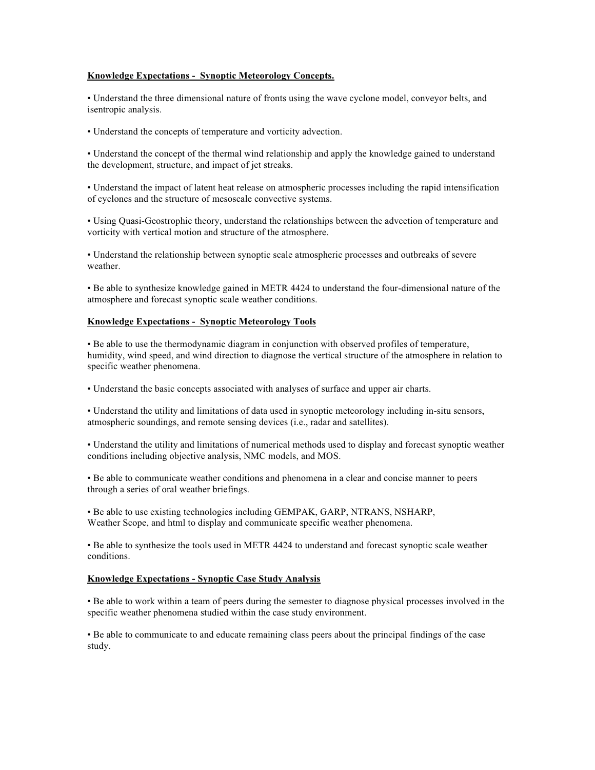**Knowledge Expectations - Synoptic Meteorology Concepts.**

• Understand the three dimensional nature of fronts using the wave cyclone model, conveyor belts, and isentropic analysis.

• Understand the concepts of temperature and vorticity advection.

• Understand the concept of the thermal wind relationship and apply the knowledge gained to understand the development, structure, and impact of jet streaks.

• Understand the impact of latent heat release on atmospheric processes including the rapid intensification of cyclones and the structure of mesoscale convective systems.

• Using Quasi-Geostrophic theory, understand the relationships between the advection of temperature and vorticity with vertical motion and structure of the atmosphere.

• Understand the relationship between synoptic scale atmospheric processes and outbreaks of severe weather.

• Be able to synthesize knowledge gained in METR 4424 to understand the four-dimensional nature of the atmosphere and forecast synoptic scale weather conditions.

**Knowledge Expectations - Synoptic Meteorology Tools**

• Be able to use the thermodynamic diagram in conjunction with observed profiles of temperature, humidity, wind speed, and wind direction to diagnose the vertical structure of the atmosphere in relation to specific weather phenomena.

• Understand the basic concepts associated with analyses of surface and upper air charts.

• Understand the utility and limitations of data used in synoptic meteorology including in-situ sensors, atmospheric soundings, and remote sensing devices (i.e., radar and satellites).

• Understand the utility and limitations of numerical methods used to display and forecast synoptic weather conditions including objective analysis, NMC models, and MOS.

• Be able to communicate weather conditions and phenomena in a clear and concise manner to peers through a series of oral weather briefings.

• Be able to use existing technologies including GEMPAK, GARP, NTRANS, NSHARP, Weather Scope, and html to display and communicate specific weather phenomena.

• Be able to synthesize the tools used in METR 4424 to understand and forecast synoptic scale weather conditions.

**Knowledge Expectations - Synoptic Case Study Analysis**

• Be able to work within a team of peers during the semester to diagnose physical processes involved in the specific weather phenomena studied within the case study environment.

• Be able to communicate to and educate remaining class peers about the principal findings of the case study.